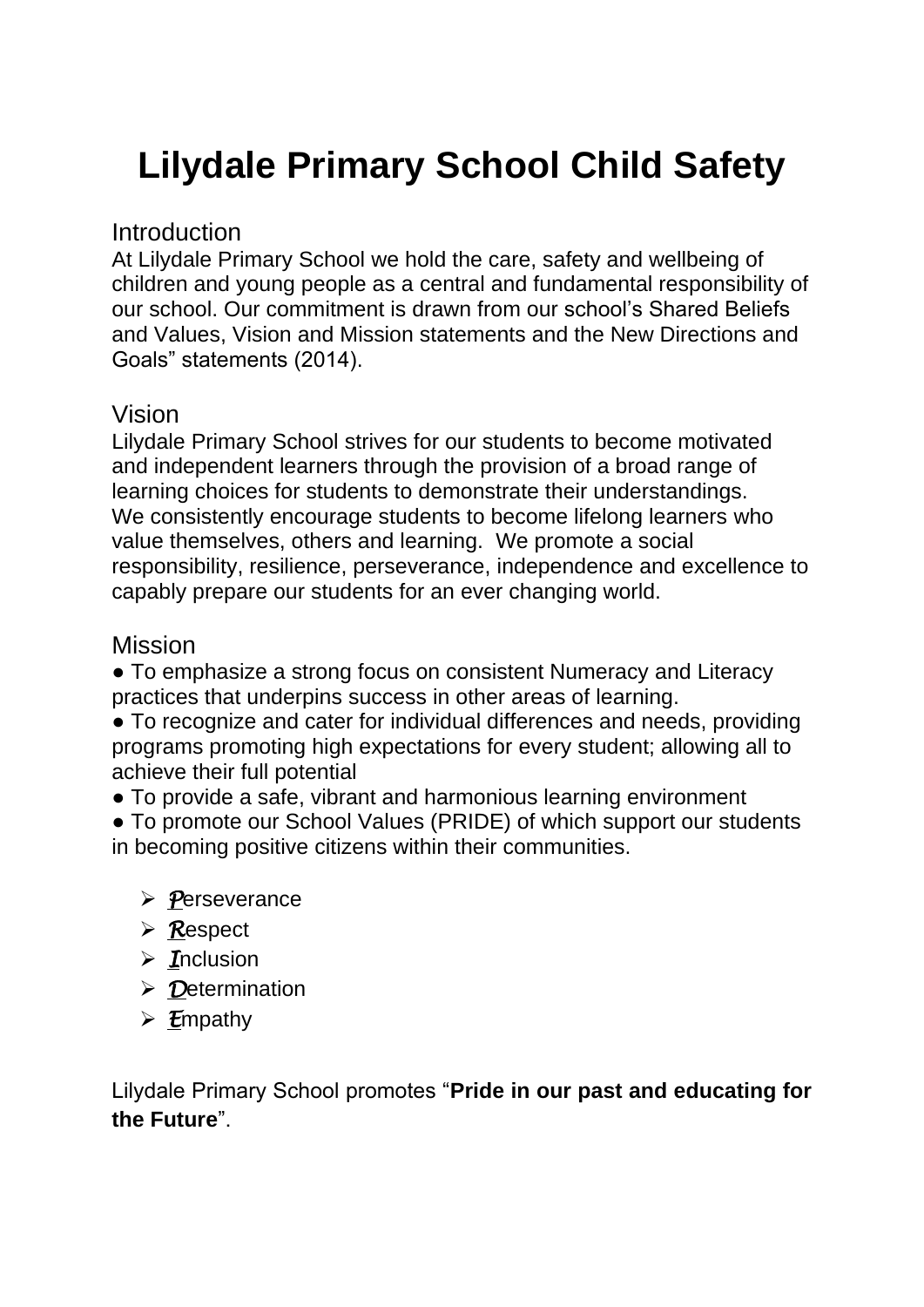# Lilydale Primary School Child Safety

## Introduction

At Lilydale Primary School we hold the care, safety and wellbeing of children and young people as a central and fundamental responsibility of our school. Our commitment is drawn from our school's Shared Beliefs and Values, Vision and Mission statements and the New Directions and Goals" statements (2014).

## Vision

Lilydale Primary School strives for our students to become motivated and independent learners through the provision of a broad range of learning choices for students to demonstrate their understandings.
We consistently encourage students to become lifelong learners who value themselves, others and learning. We promote a social responsibility, resilience, perseverance, independence and excellence to capably prepare our students for an ever changing world.

## Mission

- To emphasize a strong focus on consistent Numeracy and Literacy practices that underpins success in other areas of learning.
- To recognize and cater for individual differences and needs, providing programs promoting high expectations for every student; allowing all to achieve their full potential
- To provide a safe, vibrant and harmonious learning environment
- To promote our School Values (PRIDE) of which support our students in becoming positive citizens within their communities.

  - ***P***erseverance
  - ***R***espect
  - ***I***nclusion
  - ***D***etermination
  - ***E***mpathy

Lilydale Primary School promotes "**Pride in our past and educating for the Future**".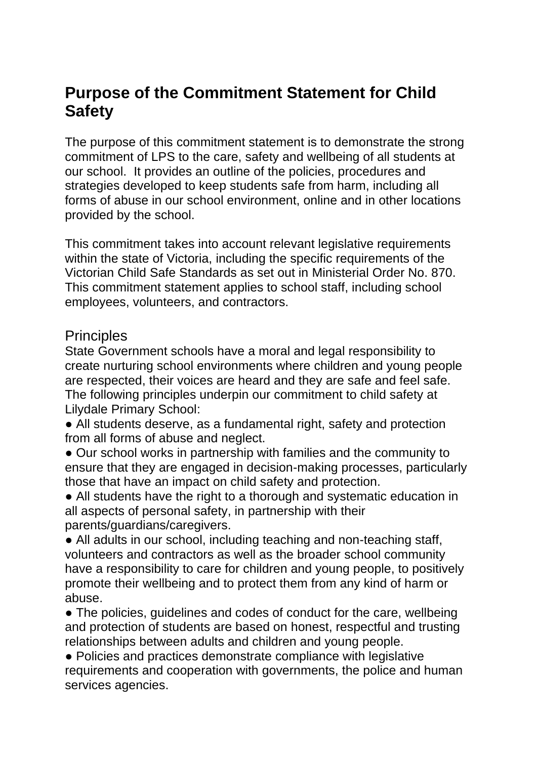## Purpose of the Commitment Statement for Child Safety

The purpose of this commitment statement is to demonstrate the strong commitment of LPS to the care, safety and wellbeing of all students at our school. It provides an outline of the policies, procedures and strategies developed to keep students safe from harm, including all forms of abuse in our school environment, online and in other locations provided by the school.

This commitment takes into account relevant legislative requirements within the state of Victoria, including the specific requirements of the Victorian Child Safe Standards as set out in Ministerial Order No. 870. This commitment statement applies to school staff, including school employees, volunteers, and contractors.

### Principles

State Government schools have a moral and legal responsibility to create nurturing school environments where children and young people are respected, their voices are heard and they are safe and feel safe. The following principles underpin our commitment to child safety at Lilydale Primary School:

- All students deserve, as a fundamental right, safety and protection from all forms of abuse and neglect.
- Our school works in partnership with families and the community to ensure that they are engaged in decision-making processes, particularly those that have an impact on child safety and protection.
- All students have the right to a thorough and systematic education in all aspects of personal safety, in partnership with their parents/guardians/caregivers.
- All adults in our school, including teaching and non-teaching staff, volunteers and contractors as well as the broader school community have a responsibility to care for children and young people, to positively promote their wellbeing and to protect them from any kind of harm or abuse.
- The policies, guidelines and codes of conduct for the care, wellbeing and protection of students are based on honest, respectful and trusting relationships between adults and children and young people.
- Policies and practices demonstrate compliance with legislative requirements and cooperation with governments, the police and human services agencies.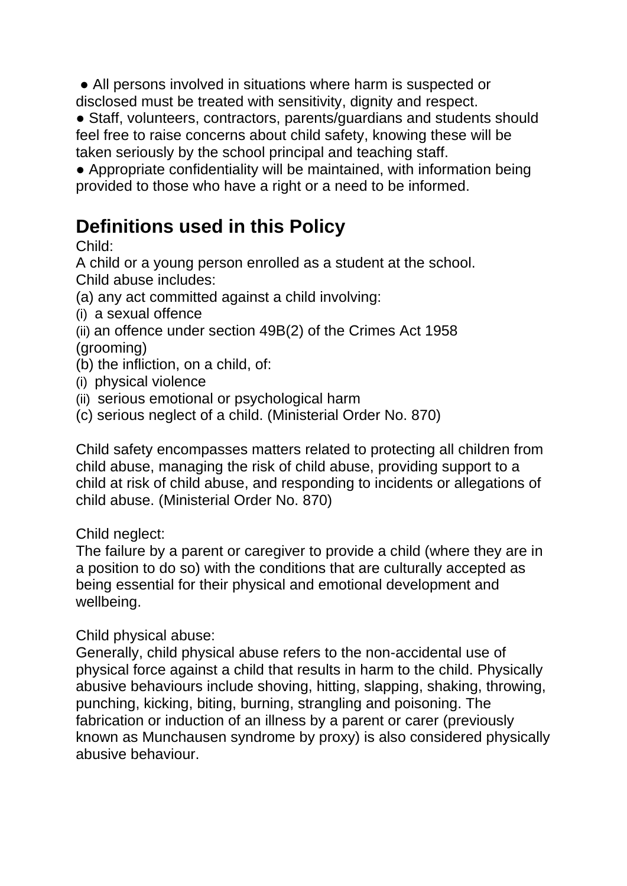- All persons involved in situations where harm is suspected or disclosed must be treated with sensitivity, dignity and respect.
- Staff, volunteers, contractors, parents/guardians and students should feel free to raise concerns about child safety, knowing these will be taken seriously by the school principal and teaching staff.
- Appropriate confidentiality will be maintained, with information being provided to those who have a right or a need to be informed.

## Definitions used in this Policy

Child:
A child or a young person enrolled as a student at the school.
Child abuse includes:
(a) any act committed against a child involving:
(i) a sexual offence
(ii) an offence under section 49B(2) of the Crimes Act 1958 (grooming)
(b) the infliction, on a child, of:
(i) physical violence
(ii) serious emotional or psychological harm
(c) serious neglect of a child. (Ministerial Order No. 870)

Child safety encompasses matters related to protecting all children from child abuse, managing the risk of child abuse, providing support to a child at risk of child abuse, and responding to incidents or allegations of child abuse. (Ministerial Order No. 870)

Child neglect:
The failure by a parent or caregiver to provide a child (where they are in a position to do so) with the conditions that are culturally accepted as being essential for their physical and emotional development and wellbeing.

Child physical abuse:
Generally, child physical abuse refers to the non-accidental use of physical force against a child that results in harm to the child. Physically abusive behaviours include shoving, hitting, slapping, shaking, throwing, punching, kicking, biting, burning, strangling and poisoning. The fabrication or induction of an illness by a parent or carer (previously known as Munchausen syndrome by proxy) is also considered physically abusive behaviour.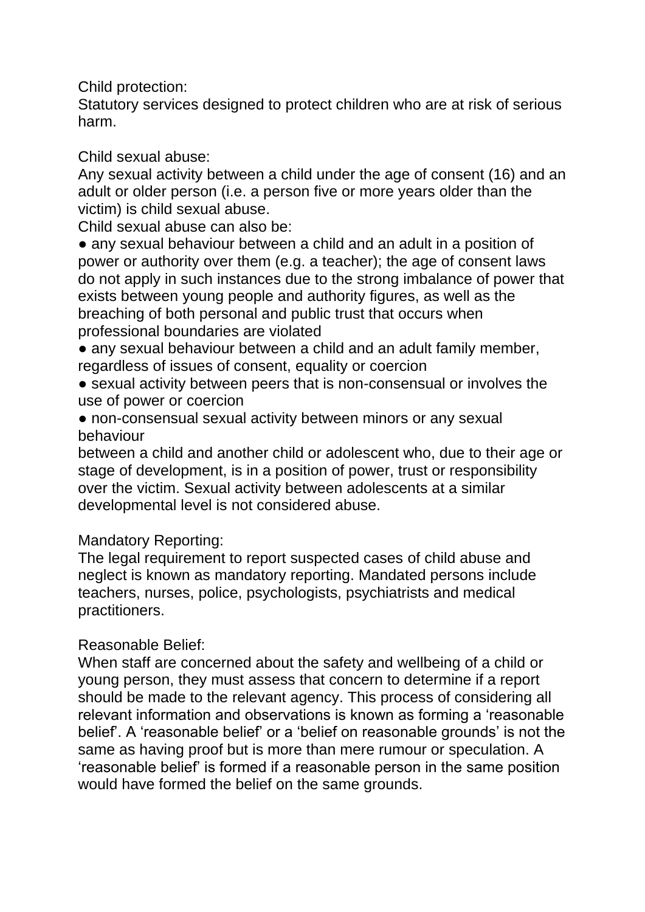Child protection:
Statutory services designed to protect children who are at risk of serious harm.

Child sexual abuse:
Any sexual activity between a child under the age of consent (16) and an adult or older person (i.e. a person five or more years older than the victim) is child sexual abuse.
Child sexual abuse can also be:

- any sexual behaviour between a child and an adult in a position of power or authority over them (e.g. a teacher); the age of consent laws do not apply in such instances due to the strong imbalance of power that exists between young people and authority figures, as well as the breaching of both personal and public trust that occurs when professional boundaries are violated
- any sexual behaviour between a child and an adult family member, regardless of issues of consent, equality or coercion
- sexual activity between peers that is non-consensual or involves the use of power or coercion
- non-consensual sexual activity between minors or any sexual behaviour

between a child and another child or adolescent who, due to their age or stage of development, is in a position of power, trust or responsibility over the victim. Sexual activity between adolescents at a similar developmental level is not considered abuse.

Mandatory Reporting:
The legal requirement to report suspected cases of child abuse and neglect is known as mandatory reporting. Mandated persons include teachers, nurses, police, psychologists, psychiatrists and medical practitioners.

Reasonable Belief:
When staff are concerned about the safety and wellbeing of a child or young person, they must assess that concern to determine if a report should be made to the relevant agency. This process of considering all relevant information and observations is known as forming a 'reasonable belief'. A 'reasonable belief' or a 'belief on reasonable grounds' is not the same as having proof but is more than mere rumour or speculation. A 'reasonable belief' is formed if a reasonable person in the same position would have formed the belief on the same grounds.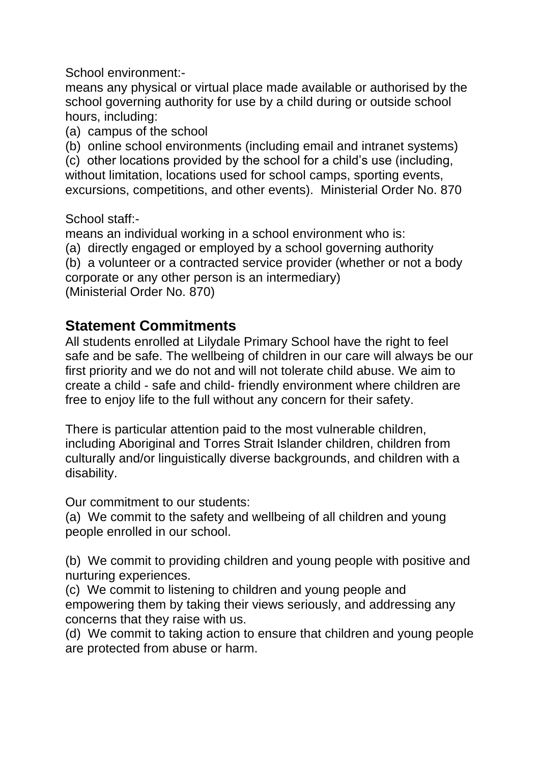School environment:-

means any physical or virtual place made available or authorised by the school governing authority for use by a child during or outside school hours, including:

(a) campus of the school

(b) online school environments (including email and intranet systems)

(c) other locations provided by the school for a child's use (including, without limitation, locations used for school camps, sporting events, excursions, competitions, and other events). Ministerial Order No. 870

School staff:-

means an individual working in a school environment who is:

(a) directly engaged or employed by a school governing authority

(b) a volunteer or a contracted service provider (whether or not a body corporate or any other person is an intermediary)

(Ministerial Order No. 870)

## Statement Commitments

All students enrolled at Lilydale Primary School have the right to feel safe and be safe. The wellbeing of children in our care will always be our first priority and we do not and will not tolerate child abuse. We aim to create a child - safe and child- friendly environment where children are free to enjoy life to the full without any concern for their safety.

There is particular attention paid to the most vulnerable children, including Aboriginal and Torres Strait Islander children, children from culturally and/or linguistically diverse backgrounds, and children with a disability.

Our commitment to our students:

(a) We commit to the safety and wellbeing of all children and young people enrolled in our school.

(b) We commit to providing children and young people with positive and nurturing experiences.

(c) We commit to listening to children and young people and empowering them by taking their views seriously, and addressing any concerns that they raise with us.

(d) We commit to taking action to ensure that children and young people are protected from abuse or harm.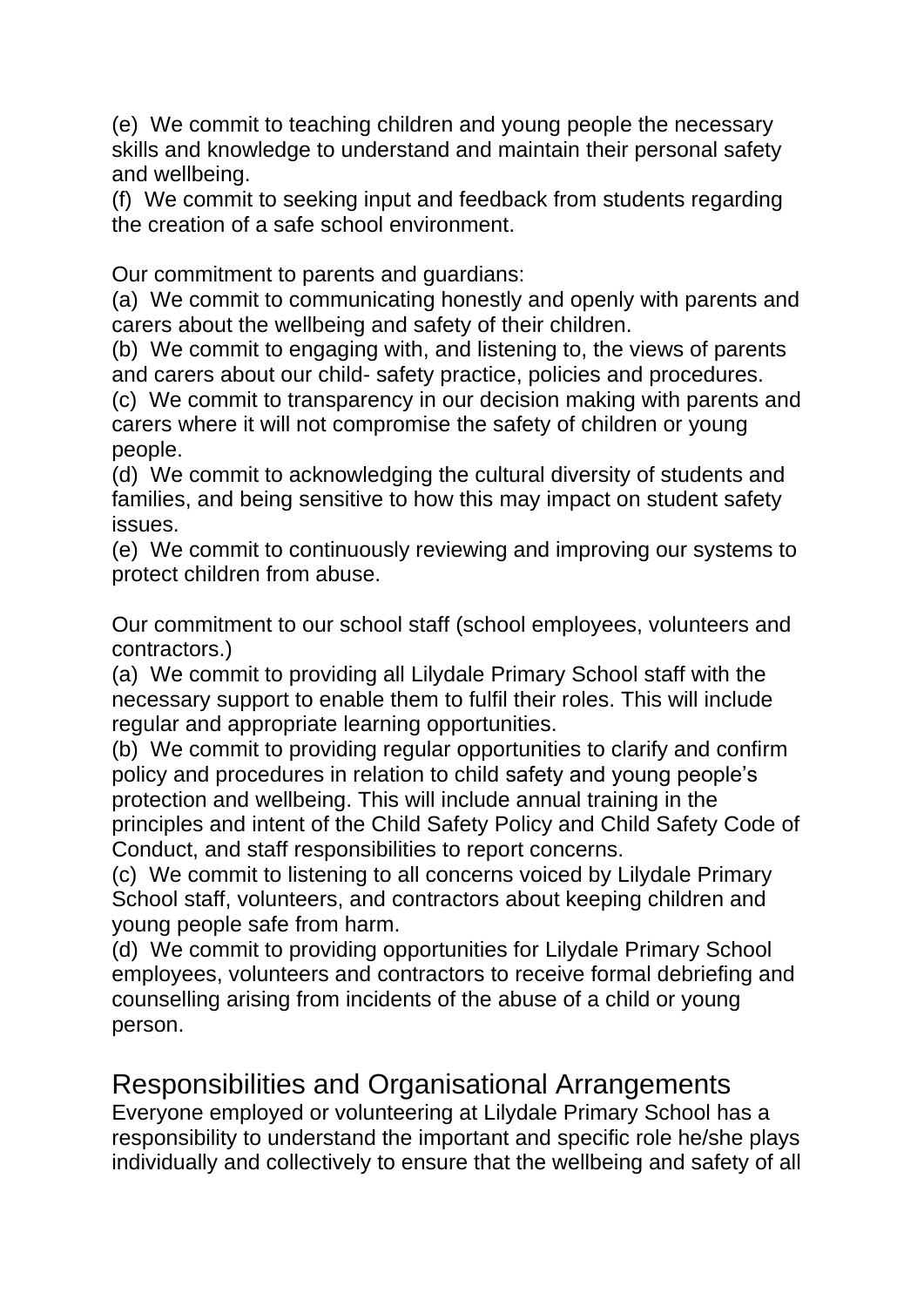(e) We commit to teaching children and young people the necessary skills and knowledge to understand and maintain their personal safety and wellbeing.

(f) We commit to seeking input and feedback from students regarding the creation of a safe school environment.

Our commitment to parents and guardians:

(a) We commit to communicating honestly and openly with parents and carers about the wellbeing and safety of their children.

(b) We commit to engaging with, and listening to, the views of parents and carers about our child- safety practice, policies and procedures.

(c) We commit to transparency in our decision making with parents and carers where it will not compromise the safety of children or young people.

(d) We commit to acknowledging the cultural diversity of students and families, and being sensitive to how this may impact on student safety issues.

(e) We commit to continuously reviewing and improving our systems to protect children from abuse.

Our commitment to our school staff (school employees, volunteers and contractors.)

(a) We commit to providing all Lilydale Primary School staff with the necessary support to enable them to fulfil their roles. This will include regular and appropriate learning opportunities.

(b) We commit to providing regular opportunities to clarify and confirm policy and procedures in relation to child safety and young people's protection and wellbeing. This will include annual training in the principles and intent of the Child Safety Policy and Child Safety Code of Conduct, and staff responsibilities to report concerns.

(c) We commit to listening to all concerns voiced by Lilydale Primary School staff, volunteers, and contractors about keeping children and young people safe from harm.

(d) We commit to providing opportunities for Lilydale Primary School employees, volunteers and contractors to receive formal debriefing and counselling arising from incidents of the abuse of a child or young person.

## Responsibilities and Organisational Arrangements

Everyone employed or volunteering at Lilydale Primary School has a responsibility to understand the important and specific role he/she plays individually and collectively to ensure that the wellbeing and safety of all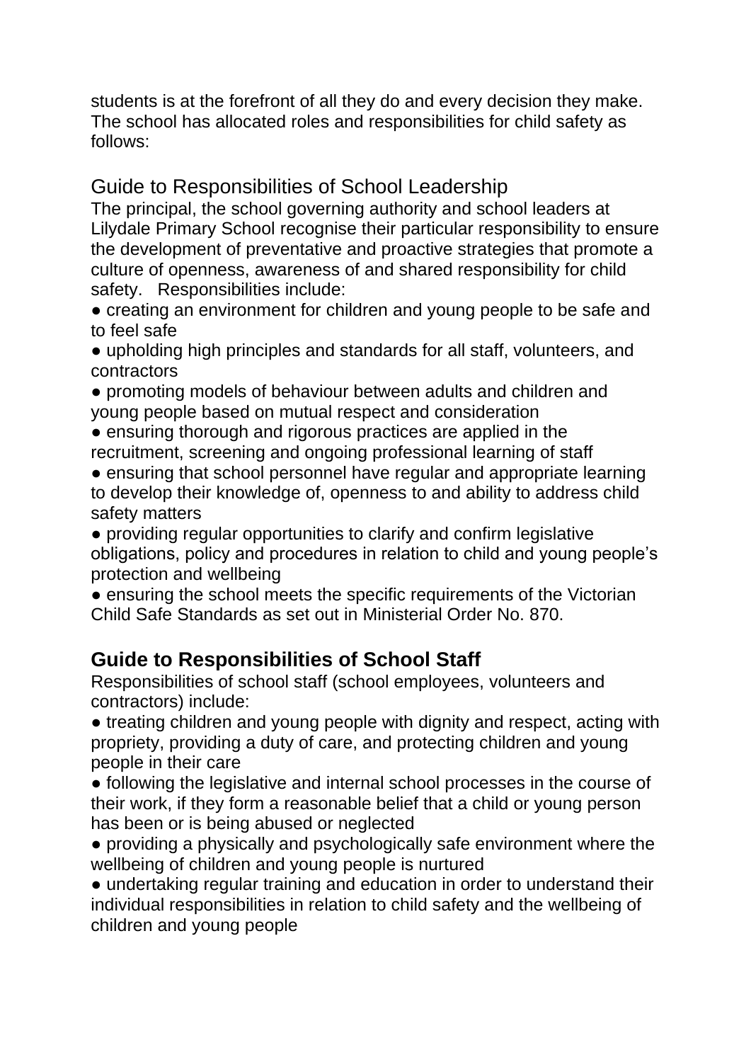students is at the forefront of all they do and every decision they make. The school has allocated roles and responsibilities for child safety as follows:

## Guide to Responsibilities of School Leadership

The principal, the school governing authority and school leaders at Lilydale Primary School recognise their particular responsibility to ensure the development of preventative and proactive strategies that promote a culture of openness, awareness of and shared responsibility for child safety. Responsibilities include:

- creating an environment for children and young people to be safe and to feel safe
- upholding high principles and standards for all staff, volunteers, and contractors
- promoting models of behaviour between adults and children and young people based on mutual respect and consideration
- ensuring thorough and rigorous practices are applied in the recruitment, screening and ongoing professional learning of staff
- ensuring that school personnel have regular and appropriate learning to develop their knowledge of, openness to and ability to address child safety matters
- providing regular opportunities to clarify and confirm legislative obligations, policy and procedures in relation to child and young people's protection and wellbeing
- ensuring the school meets the specific requirements of the Victorian Child Safe Standards as set out in Ministerial Order No. 870.

## Guide to Responsibilities of School Staff

Responsibilities of school staff (school employees, volunteers and contractors) include:

- treating children and young people with dignity and respect, acting with propriety, providing a duty of care, and protecting children and young people in their care
- following the legislative and internal school processes in the course of their work, if they form a reasonable belief that a child or young person has been or is being abused or neglected
- providing a physically and psychologically safe environment where the wellbeing of children and young people is nurtured
- undertaking regular training and education in order to understand their individual responsibilities in relation to child safety and the wellbeing of children and young people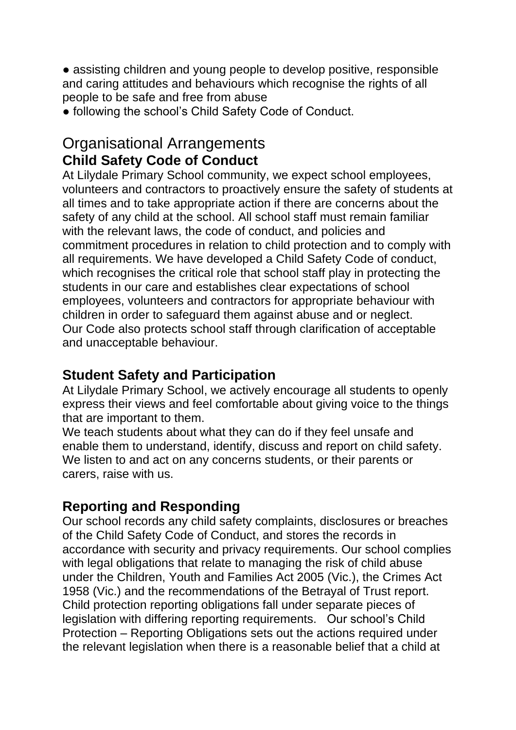● assisting children and young people to develop positive, responsible and caring attitudes and behaviours which recognise the rights of all people to be safe and free from abuse
● following the school's Child Safety Code of Conduct.

## Organisational Arrangements

### Child Safety Code of Conduct

At Lilydale Primary School community, we expect school employees, volunteers and contractors to proactively ensure the safety of students at all times and to take appropriate action if there are concerns about the safety of any child at the school. All school staff must remain familiar with the relevant laws, the code of conduct, and policies and commitment procedures in relation to child protection and to comply with all requirements. We have developed a Child Safety Code of conduct, which recognises the critical role that school staff play in protecting the students in our care and establishes clear expectations of school employees, volunteers and contractors for appropriate behaviour with children in order to safeguard them against abuse and or neglect.
Our Code also protects school staff through clarification of acceptable and unacceptable behaviour.

### Student Safety and Participation

At Lilydale Primary School, we actively encourage all students to openly express their views and feel comfortable about giving voice to the things that are important to them.
We teach students about what they can do if they feel unsafe and enable them to understand, identify, discuss and report on child safety. We listen to and act on any concerns students, or their parents or carers, raise with us.

### Reporting and Responding

Our school records any child safety complaints, disclosures or breaches of the Child Safety Code of Conduct, and stores the records in accordance with security and privacy requirements. Our school complies with legal obligations that relate to managing the risk of child abuse under the Children, Youth and Families Act 2005 (Vic.), the Crimes Act 1958 (Vic.) and the recommendations of the Betrayal of Trust report. Child protection reporting obligations fall under separate pieces of legislation with differing reporting requirements. Our school's Child Protection – Reporting Obligations sets out the actions required under the relevant legislation when there is a reasonable belief that a child at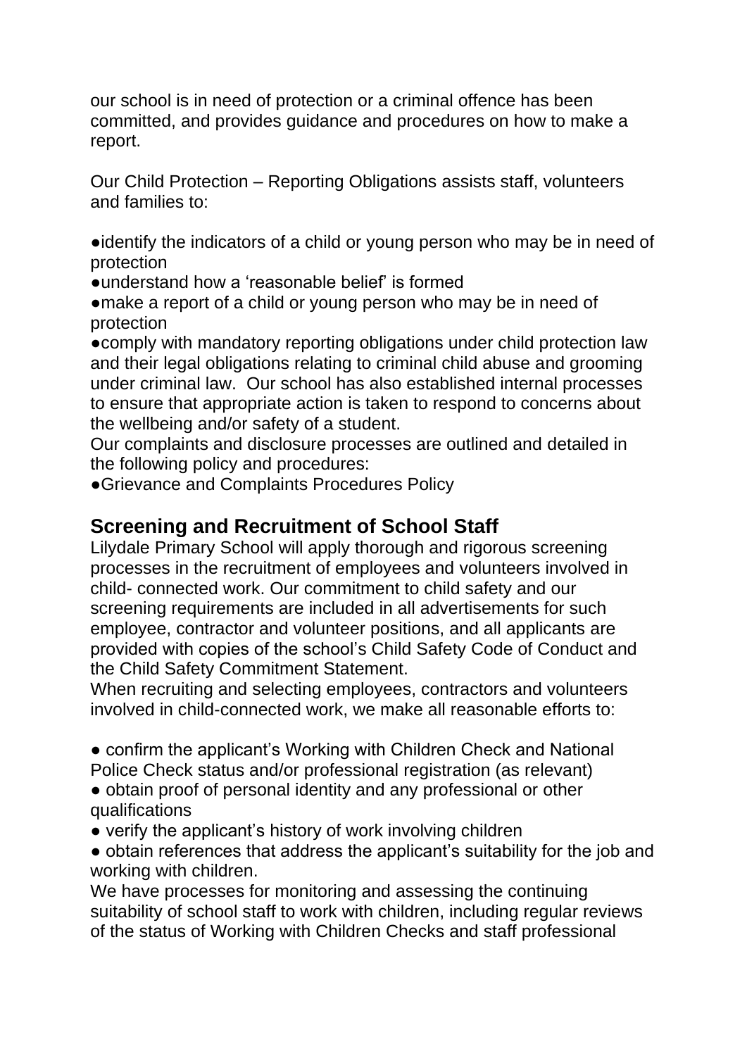our school is in need of protection or a criminal offence has been committed, and provides guidance and procedures on how to make a report.

Our Child Protection – Reporting Obligations assists staff, volunteers and families to:

- identify the indicators of a child or young person who may be in need of protection
- understand how a 'reasonable belief' is formed
- make a report of a child or young person who may be in need of protection
- comply with mandatory reporting obligations under child protection law and their legal obligations relating to criminal child abuse and grooming under criminal law. Our school has also established internal processes to ensure that appropriate action is taken to respond to concerns about the wellbeing and/or safety of a student.

Our complaints and disclosure processes are outlined and detailed in the following policy and procedures:

- Grievance and Complaints Procedures Policy

## Screening and Recruitment of School Staff

Lilydale Primary School will apply thorough and rigorous screening processes in the recruitment of employees and volunteers involved in child- connected work. Our commitment to child safety and our screening requirements are included in all advertisements for such employee, contractor and volunteer positions, and all applicants are provided with copies of the school's Child Safety Code of Conduct and the Child Safety Commitment Statement.

When recruiting and selecting employees, contractors and volunteers involved in child-connected work, we make all reasonable efforts to:

- confirm the applicant's Working with Children Check and National Police Check status and/or professional registration (as relevant)
- obtain proof of personal identity and any professional or other qualifications
- verify the applicant's history of work involving children
- obtain references that address the applicant's suitability for the job and working with children.

We have processes for monitoring and assessing the continuing suitability of school staff to work with children, including regular reviews of the status of Working with Children Checks and staff professional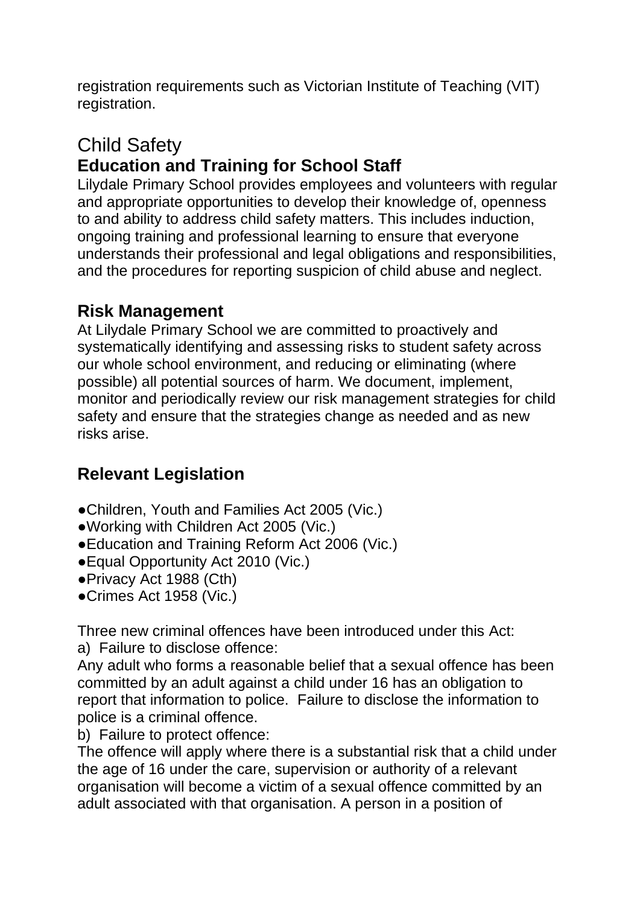registration requirements such as Victorian Institute of Teaching (VIT) registration.

# Child Safety

## Education and Training for School Staff

Lilydale Primary School provides employees and volunteers with regular and appropriate opportunities to develop their knowledge of, openness to and ability to address child safety matters. This includes induction, ongoing training and professional learning to ensure that everyone understands their professional and legal obligations and responsibilities, and the procedures for reporting suspicion of child abuse and neglect.

## Risk Management

At Lilydale Primary School we are committed to proactively and systematically identifying and assessing risks to student safety across our whole school environment, and reducing or eliminating (where possible) all potential sources of harm. We document, implement, monitor and periodically review our risk management strategies for child safety and ensure that the strategies change as needed and as new risks arise.

## Relevant Legislation

- Children, Youth and Families Act 2005 (Vic.)
- Working with Children Act 2005 (Vic.)
- Education and Training Reform Act 2006 (Vic.)
- Equal Opportunity Act 2010 (Vic.)
- Privacy Act 1988 (Cth)
- Crimes Act 1958 (Vic.)

Three new criminal offences have been introduced under this Act:

a) Failure to disclose offence:

Any adult who forms a reasonable belief that a sexual offence has been committed by an adult against a child under 16 has an obligation to report that information to police. Failure to disclose the information to police is a criminal offence.

b) Failure to protect offence:

The offence will apply where there is a substantial risk that a child under the age of 16 under the care, supervision or authority of a relevant organisation will become a victim of a sexual offence committed by an adult associated with that organisation. A person in a position of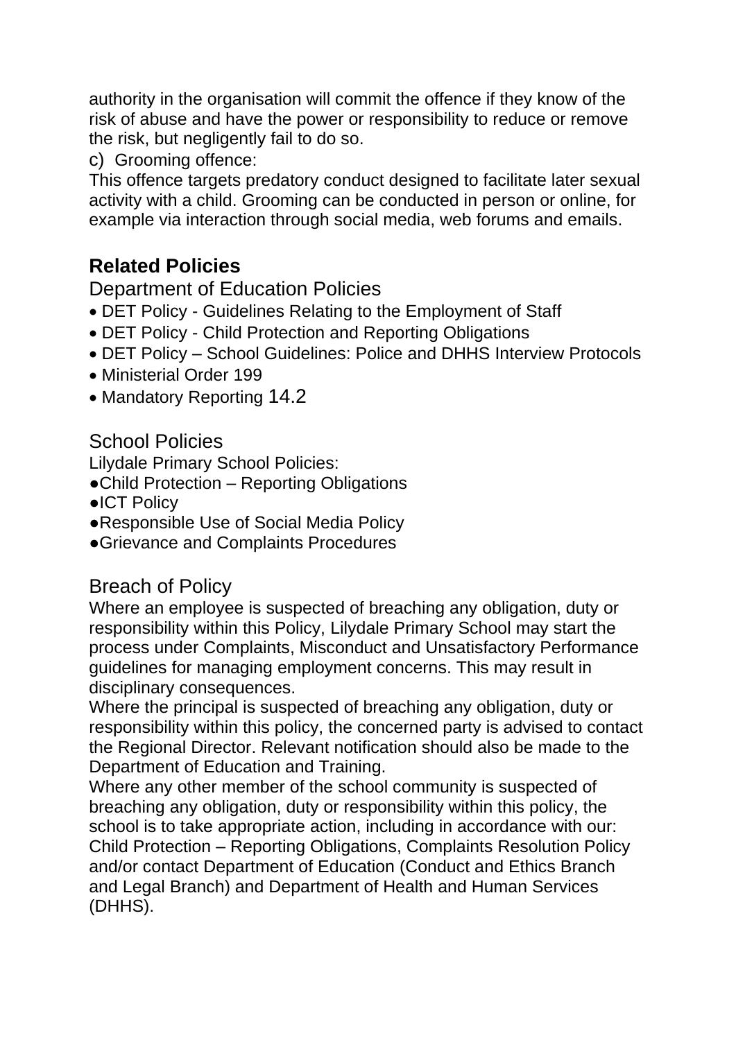authority in the organisation will commit the offence if they know of the risk of abuse and have the power or responsibility to reduce or remove the risk, but negligently fail to do so.

c) Grooming offence:

This offence targets predatory conduct designed to facilitate later sexual activity with a child. Grooming can be conducted in person or online, for example via interaction through social media, web forums and emails.

## Related Policies

### Department of Education Policies

- DET Policy - Guidelines Relating to the Employment of Staff
- DET Policy - Child Protection and Reporting Obligations
- DET Policy – School Guidelines: Police and DHHS Interview Protocols
- Ministerial Order 199
- Mandatory Reporting 14.2

### School Policies

Lilydale Primary School Policies:

- Child Protection – Reporting Obligations
- ICT Policy
- Responsible Use of Social Media Policy
- Grievance and Complaints Procedures

### Breach of Policy

Where an employee is suspected of breaching any obligation, duty or responsibility within this Policy, Lilydale Primary School may start the process under Complaints, Misconduct and Unsatisfactory Performance guidelines for managing employment concerns. This may result in disciplinary consequences.

Where the principal is suspected of breaching any obligation, duty or responsibility within this policy, the concerned party is advised to contact the Regional Director. Relevant notification should also be made to the Department of Education and Training.

Where any other member of the school community is suspected of breaching any obligation, duty or responsibility within this policy, the school is to take appropriate action, including in accordance with our: Child Protection – Reporting Obligations, Complaints Resolution Policy and/or contact Department of Education (Conduct and Ethics Branch and Legal Branch) and Department of Health and Human Services (DHHS).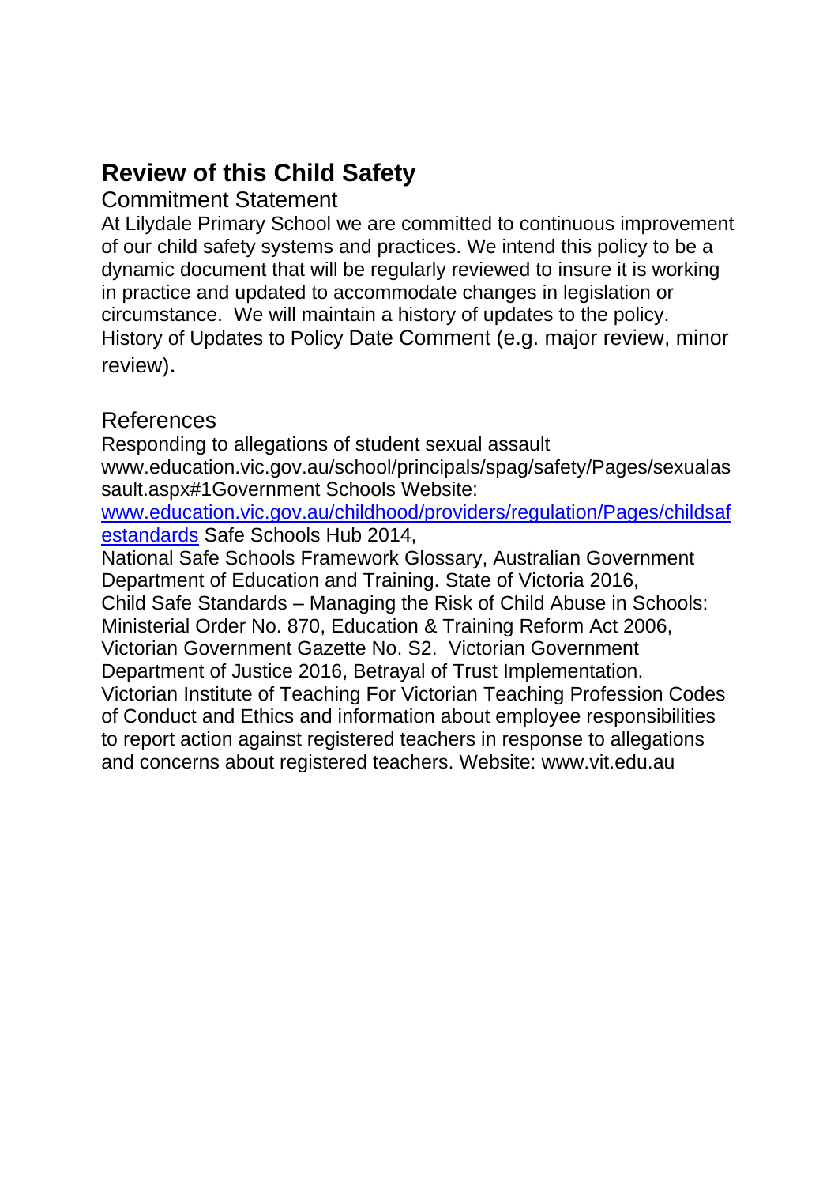## Review of this Child Safety

Commitment Statement

At Lilydale Primary School we are committed to continuous improvement of our child safety systems and practices. We intend this policy to be a dynamic document that will be regularly reviewed to insure it is working in practice and updated to accommodate changes in legislation or circumstance. We will maintain a history of updates to the policy. History of Updates to Policy Date Comment (e.g. major review, minor review).

### References

Responding to allegations of student sexual assault www.education.vic.gov.au/school/principals/spag/safety/Pages/sexualassault.aspx#1Government Schools Website: [www.education.vic.gov.au/childhood/providers/regulation/Pages/childsafestandards](www.education.vic.gov.au/childhood/providers/regulation/Pages/childsafestandards) Safe Schools Hub 2014, National Safe Schools Framework Glossary, Australian Government Department of Education and Training. State of Victoria 2016, Child Safe Standards – Managing the Risk of Child Abuse in Schools: Ministerial Order No. 870, Education & Training Reform Act 2006, Victorian Government Gazette No. S2. Victorian Government Department of Justice 2016, Betrayal of Trust Implementation. Victorian Institute of Teaching For Victorian Teaching Profession Codes of Conduct and Ethics and information about employee responsibilities to report action against registered teachers in response to allegations and concerns about registered teachers. Website: www.vit.edu.au